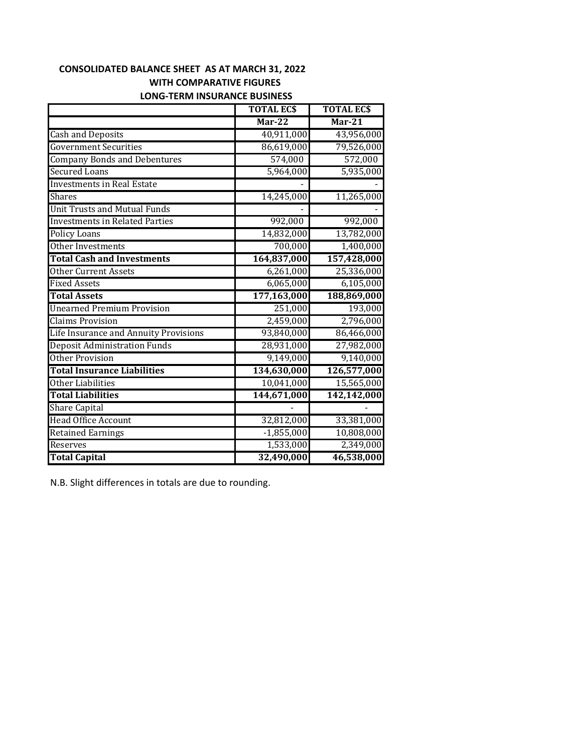**CONSOLIDATED BALANCE SHEET AS AT MARCH 31, 2022**

**WITH COMPARATIVE FIGURES**

**LONG-TERM INSURANCE BUSINESS**

| | TOTAL EC$ | TOTAL EC$ |
|---|---|---|
| | **Mar-22** | **Mar-21** |
| Cash and Deposits | 40,911,000 | 43,956,000 |
| Government Securities | 86,619,000 | 79,526,000 |
| Company Bonds and Debentures | 574,000 | 572,000 |
| Secured Loans | 5,964,000 | 5,935,000 |
| Investments in Real Estate | - | - |
| Shares | 14,245,000 | 11,265,000 |
| Unit Trusts and Mutual Funds | - | - |
| Investments in Related Parties | 992,000 | 992,000 |
| Policy Loans | 14,832,000 | 13,782,000 |
| Other Investments | 700,000 | 1,400,000 |
| **Total Cash and Investments** | **164,837,000** | **157,428,000** |
| Other Current Assets | 6,261,000 | 25,336,000 |
| Fixed Assets | 6,065,000 | 6,105,000 |
| **Total Assets** | **177,163,000** | **188,869,000** |
| Unearned Premium Provision | 251,000 | 193,000 |
| Claims Provision | 2,459,000 | 2,796,000 |
| Life Insurance and Annuity Provisions | 93,840,000 | 86,466,000 |
| Deposit Administration Funds | 28,931,000 | 27,982,000 |
| Other Provision | 9,149,000 | 9,140,000 |
| **Total Insurance Liabilities** | **134,630,000** | **126,577,000** |
| Other Liabilities | 10,041,000 | 15,565,000 |
| **Total Liabilities** | **144,671,000** | **142,142,000** |
| Share Capital | - | - |
| Head Office Account | 32,812,000 | 33,381,000 |
| Retained Earnings | -1,855,000 | 10,808,000 |
| Reserves | 1,533,000 | 2,349,000 |
| **Total Capital** | **32,490,000** | **46,538,000** |

N.B. Slight differences in totals are due to rounding.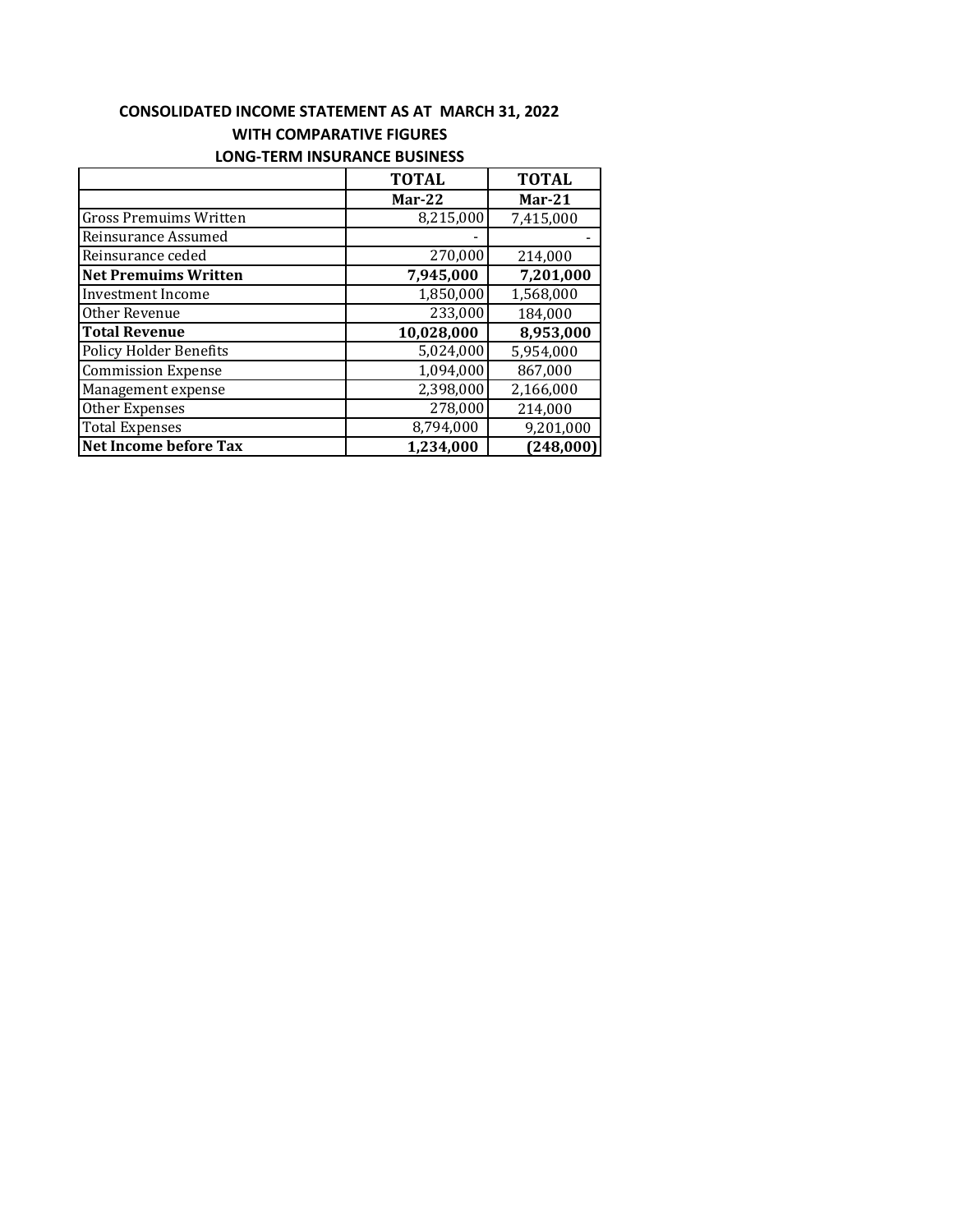**CONSOLIDATED INCOME STATEMENT AS AT MARCH 31, 2022**

**WITH COMPARATIVE FIGURES**

**LONG-TERM INSURANCE BUSINESS**

| | **TOTAL** | **TOTAL** |
|---|---|---|
| | **Mar-22** | **Mar-21** |
| Gross Premuims Written | 8,215,000 | 7,415,000 |
| Reinsurance Assumed | - | - |
| Reinsurance ceded | 270,000 | 214,000 |
| **Net Premuims Written** | **7,945,000** | **7,201,000** |
| Investment Income | 1,850,000 | 1,568,000 |
| Other Revenue | 233,000 | 184,000 |
| **Total Revenue** | **10,028,000** | **8,953,000** |
| Policy Holder Benefits | 5,024,000 | 5,954,000 |
| Commission Expense | 1,094,000 | 867,000 |
| Management expense | 2,398,000 | 2,166,000 |
| Other Expenses | 278,000 | 214,000 |
| Total Expenses | 8,794,000 | 9,201,000 |
| **Net Income before Tax** | **1,234,000** | **(248,000)** |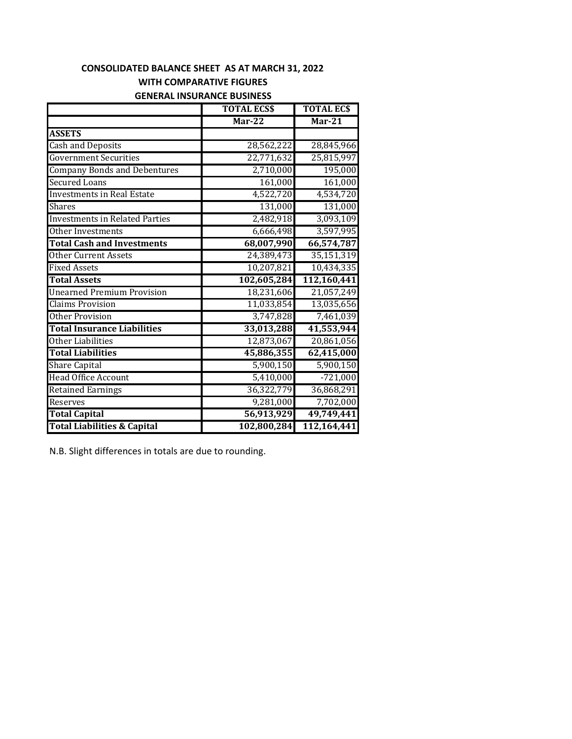**CONSOLIDATED BALANCE SHEET AS AT MARCH 31, 2022**

**WITH COMPARATIVE FIGURES**

**GENERAL INSURANCE BUSINESS**

| | TOTAL ECS$ | TOTAL EC$ |
|---|---|---|
| | Mar-22 | Mar-21 |
| **ASSETS** | | |
| Cash and Deposits | 28,562,222 | 28,845,966 |
| Government Securities | 22,771,632 | 25,815,997 |
| Company Bonds and Debentures | 2,710,000 | 195,000 |
| Secured Loans | 161,000 | 161,000 |
| Investments in Real Estate | 4,522,720 | 4,534,720 |
| Shares | 131,000 | 131,000 |
| Investments in Related Parties | 2,482,918 | 3,093,109 |
| Other Investments | 6,666,498 | 3,597,995 |
| **Total Cash and Investments** | **68,007,990** | **66,574,787** |
| Other Current Assets | 24,389,473 | 35,151,319 |
| Fixed Assets | 10,207,821 | 10,434,335 |
| **Total Assets** | **102,605,284** | **112,160,441** |
| Unearned Premium Provision | 18,231,606 | 21,057,249 |
| Claims Provision | 11,033,854 | 13,035,656 |
| Other Provision | 3,747,828 | 7,461,039 |
| **Total Insurance Liabilities** | **33,013,288** | **41,553,944** |
| Other Liabilities | 12,873,067 | 20,861,056 |
| **Total Liabilities** | **45,886,355** | **62,415,000** |
| Share Capital | 5,900,150 | 5,900,150 |
| Head Office Account | 5,410,000 | -721,000 |
| Retained Earnings | 36,322,779 | 36,868,291 |
| Reserves | 9,281,000 | 7,702,000 |
| **Total Capital** | **56,913,929** | **49,749,441** |
| **Total Liabilities & Capital** | **102,800,284** | **112,164,441** |

N.B. Slight differences in totals are due to rounding.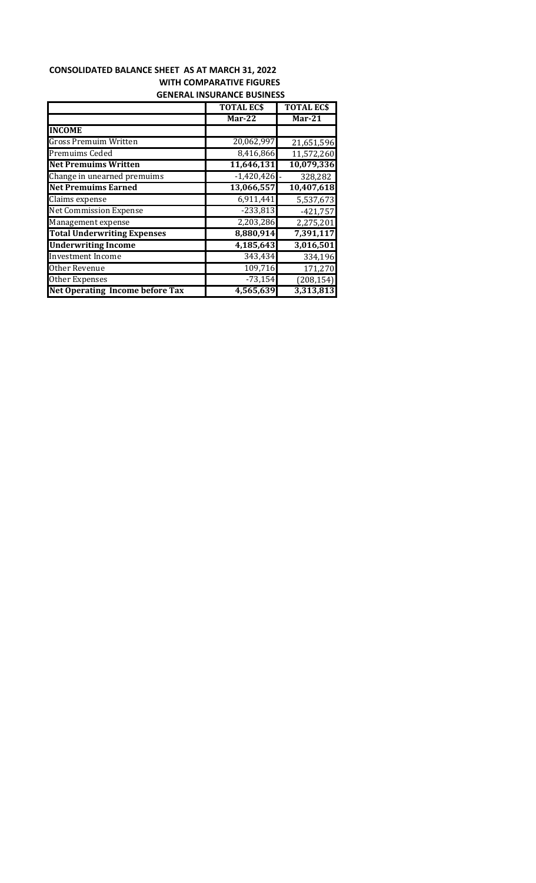## CONSOLIDATED BALANCE SHEET AS AT MARCH 31, 2022

### WITH COMPARATIVE FIGURES

### GENERAL INSURANCE BUSINESS

| | TOTAL EC$ | TOTAL EC$ |
|---|---|---|
| | Mar-22 | Mar-21 |
| **INCOME** | | |
| Gross Premuim Written | 20,062,997 | 21,651,596 |
| Premuims Ceded | 8,416,866 | 11,572,260 |
| **Net Premuims Written** | **11,646,131** | **10,079,336** |
| Change in unearned premuims | -1,420,426 | - 328,282 |
| **Net Premuims Earned** | **13,066,557** | **10,407,618** |
| Claims expense | 6,911,441 | 5,537,673 |
| Net Commission Expense | -233,813 | -421,757 |
| Management expense | 2,203,286 | 2,275,201 |
| **Total Underwriting Expenses** | **8,880,914** | **7,391,117** |
| **Underwriting Income** | **4,185,643** | **3,016,501** |
| Investment Income | 343,434 | 334,196 |
| Other Revenue | 109,716 | 171,270 |
| Other Expenses | -73,154 | (208,154) |
| **Net Operating Income before Tax** | **4,565,639** | **3,313,813** |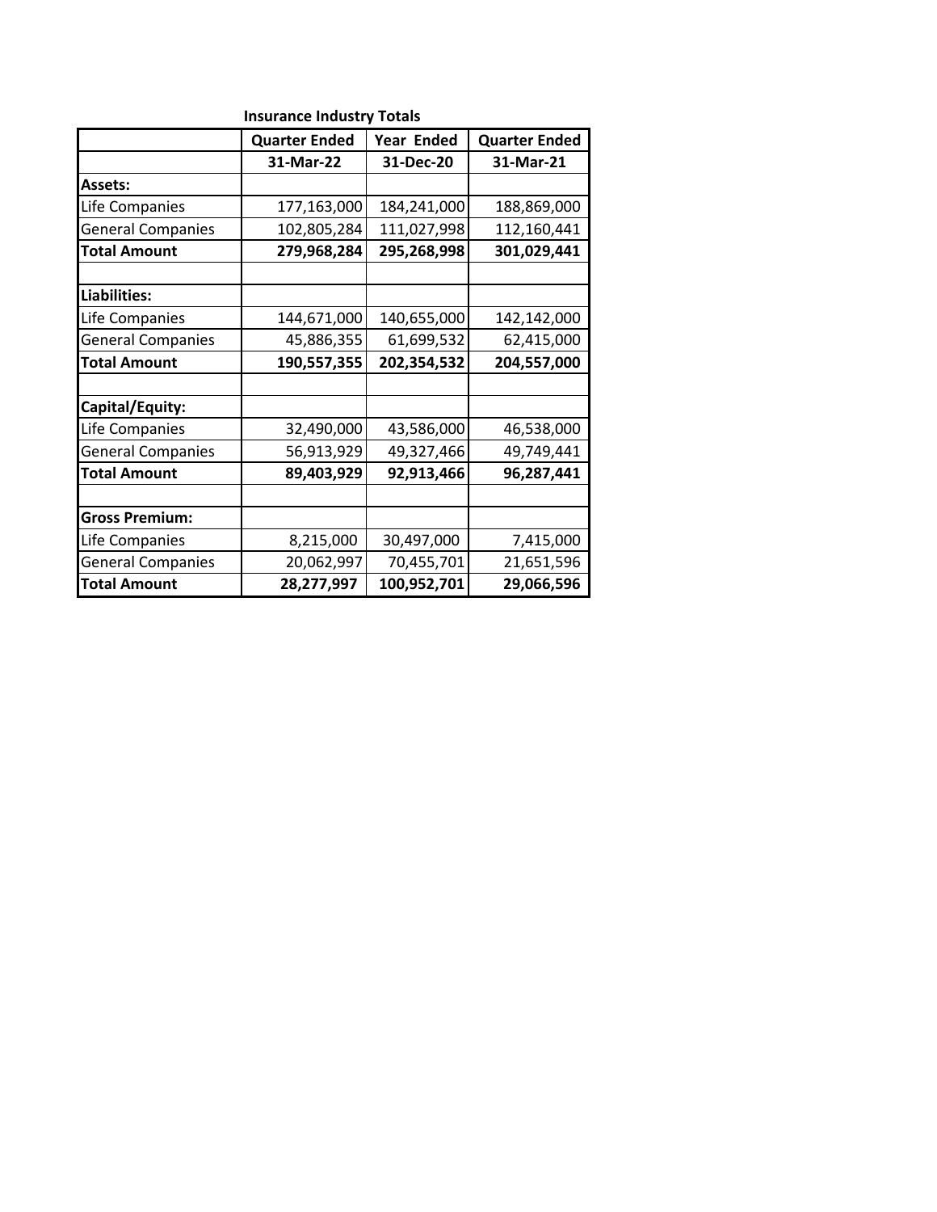**Insurance Industry Totals**

| | Quarter Ended | Year Ended | Quarter Ended |
|---|---|---|---|
| | **31-Mar-22** | **31-Dec-20** | **31-Mar-21** |
| **Assets:** | | | |
| Life Companies | 177,163,000 | 184,241,000 | 188,869,000 |
| General Companies | 102,805,284 | 111,027,998 | 112,160,441 |
| **Total Amount** | **279,968,284** | **295,268,998** | **301,029,441** |
| | | | |
| **Liabilities:** | | | |
| Life Companies | 144,671,000 | 140,655,000 | 142,142,000 |
| General Companies | 45,886,355 | 61,699,532 | 62,415,000 |
| **Total Amount** | **190,557,355** | **202,354,532** | **204,557,000** |
| | | | |
| **Capital/Equity:** | | | |
| Life Companies | 32,490,000 | 43,586,000 | 46,538,000 |
| General Companies | 56,913,929 | 49,327,466 | 49,749,441 |
| **Total Amount** | **89,403,929** | **92,913,466** | **96,287,441** |
| | | | |
| **Gross Premium:** | | | |
| Life Companies | 8,215,000 | 30,497,000 | 7,415,000 |
| General Companies | 20,062,997 | 70,455,701 | 21,651,596 |
| **Total Amount** | **28,277,997** | **100,952,701** | **29,066,596** |